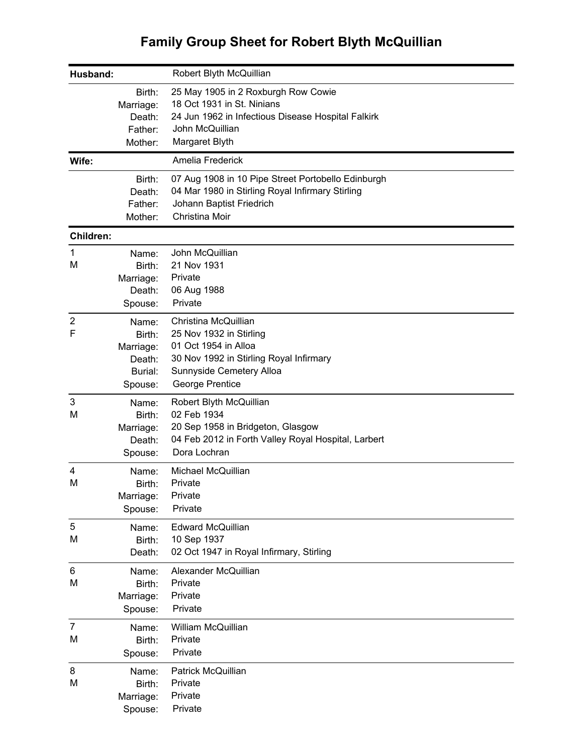# Family Group Sheet for Robert Blyth McQuillian

**Husband:** Robert Blyth McQuillian

| | |
|---|---|
| Birth: | 25 May 1905 in 2 Roxburgh Row Cowie |
| Marriage: | 18 Oct 1931 in St. Ninians |
| Death: | 24 Jun 1962 in Infectious Disease Hospital Falkirk |
| Father: | John McQuillian |
| Mother: | Margaret Blyth |

**Wife:** Amelia Frederick

| | |
|---|---|
| Birth: | 07 Aug 1908 in 10 Pipe Street Portobello Edinburgh |
| Death: | 04 Mar 1980 in Stirling Royal Infirmary Stirling |
| Father: | Johann Baptist Friedrich |
| Mother: | Christina Moir |

**Children:**

**1 M**

| | |
|---|---|
| Name: | John McQuillian |
| Birth: | 21 Nov 1931 |
| Marriage: | Private |
| Death: | 06 Aug 1988 |
| Spouse: | Private |

**2 F**

| | |
|---|---|
| Name: | Christina McQuillian |
| Birth: | 25 Nov 1932 in Stirling |
| Marriage: | 01 Oct 1954 in Alloa |
| Death: | 30 Nov 1992 in Stirling Royal Infirmary |
| Burial: | Sunnyside Cemetery Alloa |
| Spouse: | George Prentice |

**3 M**

| | |
|---|---|
| Name: | Robert Blyth McQuillian |
| Birth: | 02 Feb 1934 |
| Marriage: | 20 Sep 1958 in Bridgeton, Glasgow |
| Death: | 04 Feb 2012 in Forth Valley Royal Hospital, Larbert |
| Spouse: | Dora Lochran |

**4 M**

| | |
|---|---|
| Name: | Michael McQuillian |
| Birth: | Private |
| Marriage: | Private |
| Spouse: | Private |

**5 M**

| | |
|---|---|
| Name: | Edward McQuillian |
| Birth: | 10 Sep 1937 |
| Death: | 02 Oct 1947 in Royal Infirmary, Stirling |

**6 M**

| | |
|---|---|
| Name: | Alexander McQuillian |
| Birth: | Private |
| Marriage: | Private |
| Spouse: | Private |

**7 M**

| | |
|---|---|
| Name: | William McQuillian |
| Birth: | Private |
| Spouse: | Private |

**8 M**

| | |
|---|---|
| Name: | Patrick McQuillian |
| Birth: | Private |
| Marriage: | Private |
| Spouse: | Private |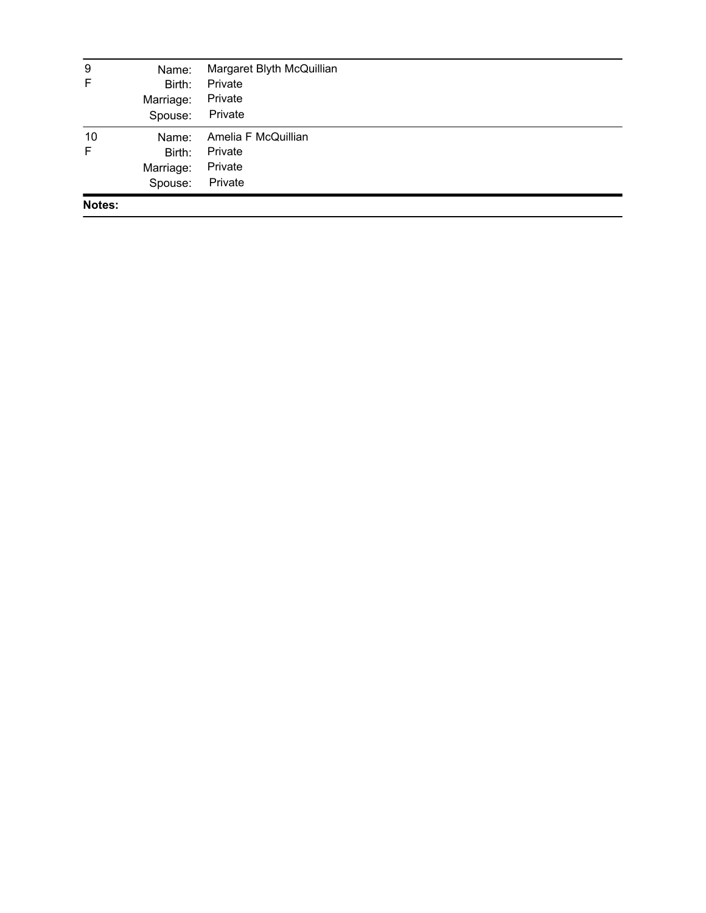| | | |
|---|---|---|
| 9<br>F | Name: | Margaret Blyth McQuillian |
| | Birth: | Private |
| | Marriage: | Private |
| | Spouse: | Private |
| 10<br>F | Name: | Amelia F McQuillian |
| | Birth: | Private |
| | Marriage: | Private |
| | Spouse: | Private |

**Notes:**